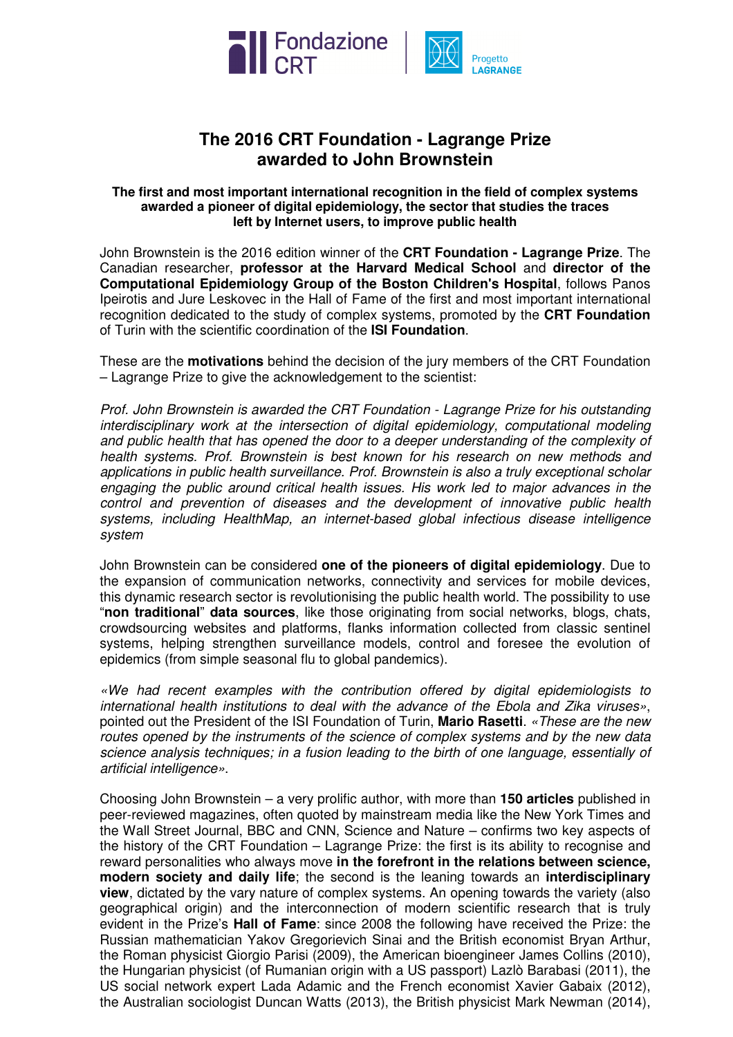# The 2016 CRT Foundation - Lagrange Prize awarded to John Brownstein

**The first and most important international recognition in the field of complex systems awarded a pioneer of digital epidemiology, the sector that studies the traces left by Internet users, to improve public health**

John Brownstein is the 2016 edition winner of the **CRT Foundation - Lagrange Prize**. The Canadian researcher, **professor at the Harvard Medical School** and **director of the Computational Epidemiology Group of the Boston Children's Hospital**, follows Panos Ipeirotis and Jure Leskovec in the Hall of Fame of the first and most important international recognition dedicated to the study of complex systems, promoted by the **CRT Foundation** of Turin with the scientific coordination of the **ISI Foundation**.

These are the **motivations** behind the decision of the jury members of the CRT Foundation – Lagrange Prize to give the acknowledgement to the scientist:

*Prof. John Brownstein is awarded the CRT Foundation - Lagrange Prize for his outstanding interdisciplinary work at the intersection of digital epidemiology, computational modeling and public health that has opened the door to a deeper understanding of the complexity of health systems. Prof. Brownstein is best known for his research on new methods and applications in public health surveillance. Prof. Brownstein is also a truly exceptional scholar engaging the public around critical health issues. His work led to major advances in the control and prevention of diseases and the development of innovative public health systems, including HealthMap, an internet-based global infectious disease intelligence system*

John Brownstein can be considered **one of the pioneers of digital epidemiology**. Due to the expansion of communication networks, connectivity and services for mobile devices, this dynamic research sector is revolutionising the public health world. The possibility to use "**non traditional**" **data sources**, like those originating from social networks, blogs, chats, crowdsourcing websites and platforms, flanks information collected from classic sentinel systems, helping strengthen surveillance models, control and foresee the evolution of epidemics (from simple seasonal flu to global pandemics).

*«We had recent examples with the contribution offered by digital epidemiologists to international health institutions to deal with the advance of the Ebola and Zika viruses»*, pointed out the President of the ISI Foundation of Turin, **Mario Rasetti**. *«These are the new routes opened by the instruments of the science of complex systems and by the new data science analysis techniques; in a fusion leading to the birth of one language, essentially of artificial intelligence»*.

Choosing John Brownstein – a very prolific author, with more than **150 articles** published in peer-reviewed magazines, often quoted by mainstream media like the New York Times and the Wall Street Journal, BBC and CNN, Science and Nature – confirms two key aspects of the history of the CRT Foundation – Lagrange Prize: the first is its ability to recognise and reward personalities who always move **in the forefront in the relations between science, modern society and daily life**; the second is the leaning towards an **interdisciplinary view**, dictated by the vary nature of complex systems. An opening towards the variety (also geographical origin) and the interconnection of modern scientific research that is truly evident in the Prize's **Hall of Fame**: since 2008 the following have received the Prize: the Russian mathematician Yakov Gregorievich Sinai and the British economist Bryan Arthur, the Roman physicist Giorgio Parisi (2009), the American bioengineer James Collins (2010), the Hungarian physicist (of Rumanian origin with a US passport) Lazlò Barabasi (2011), the US social network expert Lada Adamic and the French economist Xavier Gabaix (2012), the Australian sociologist Duncan Watts (2013), the British physicist Mark Newman (2014),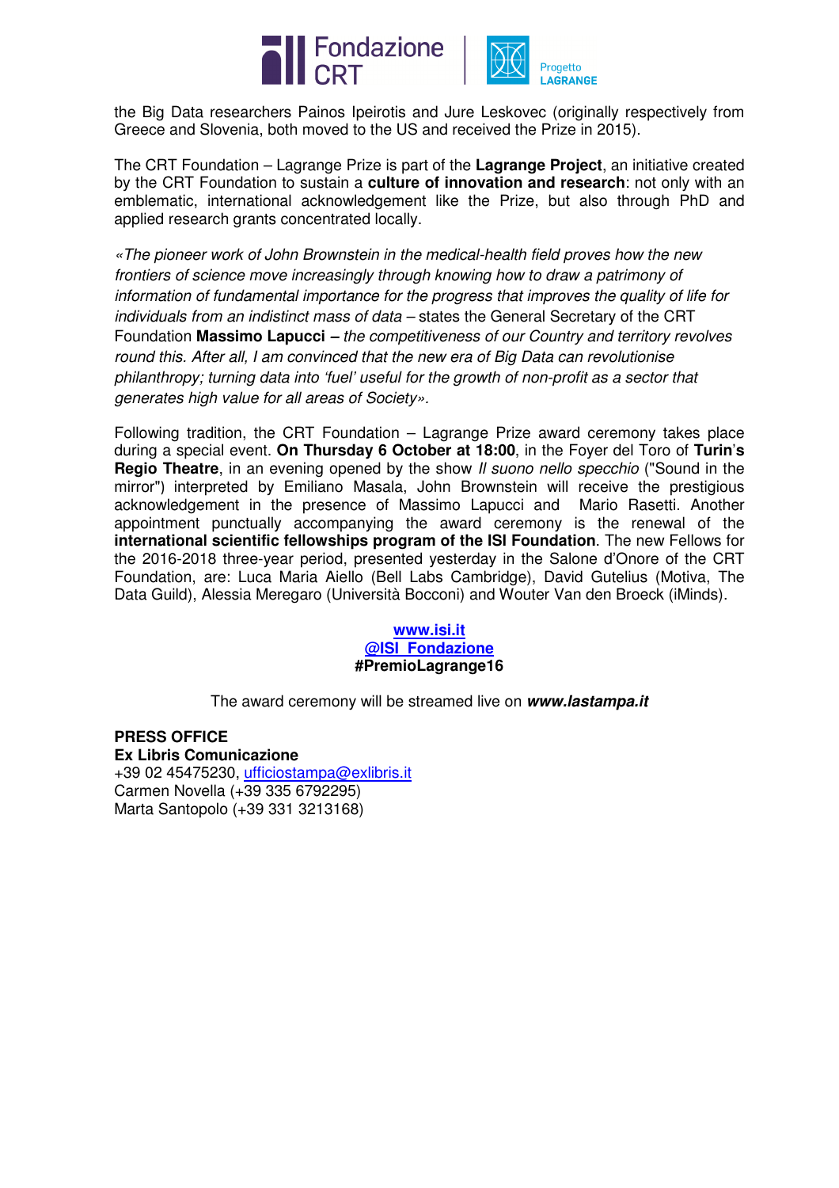the Big Data researchers Painos Ipeirotis and Jure Leskovec (originally respectively from Greece and Slovenia, both moved to the US and received the Prize in 2015).

The CRT Foundation – Lagrange Prize is part of the **Lagrange Project**, an initiative created by the CRT Foundation to sustain a **culture of innovation and research**: not only with an emblematic, international acknowledgement like the Prize, but also through PhD and applied research grants concentrated locally.

«*The pioneer work of John Brownstein in the medical-health field proves how the new frontiers of science move increasingly through knowing how to draw a patrimony of information of fundamental importance for the progress that improves the quality of life for individuals from an indistinct mass of data* – states the General Secretary of the CRT Foundation **Massimo Lapucci –** *the competitiveness of our Country and territory revolves round this. After all, I am convinced that the new era of Big Data can revolutionise philanthropy; turning data into 'fuel' useful for the growth of non-profit as a sector that generates high value for all areas of Society*».

Following tradition, the CRT Foundation – Lagrange Prize award ceremony takes place during a special event. **On Thursday 6 October at 18:00**, in the Foyer del Toro of **Turin's Regio Theatre**, in an evening opened by the show *Il suono nello specchio* ("Sound in the mirror") interpreted by Emiliano Masala, John Brownstein will receive the prestigious acknowledgement in the presence of Massimo Lapucci and Mario Rasetti. Another appointment punctually accompanying the award ceremony is the renewal of the **international scientific fellowships program of the ISI Foundation**. The new Fellows for the 2016-2018 three-year period, presented yesterday in the Salone d'Onore of the CRT Foundation, are: Luca Maria Aiello (Bell Labs Cambridge), David Gutelius (Motiva, The Data Guild), Alessia Meregaro (Università Bocconi) and Wouter Van den Broeck (iMinds).

**www.isi.it**
**@ISI_Fondazione**
**#PremioLagrange16**

The award ceremony will be streamed live on ***www.lastampa.it***

**PRESS OFFICE**
**Ex Libris Comunicazione**
+39 02 45475230, ufficiostampa@exlibris.it
Carmen Novella (+39 335 6792295)
Marta Santopolo (+39 331 3213168)